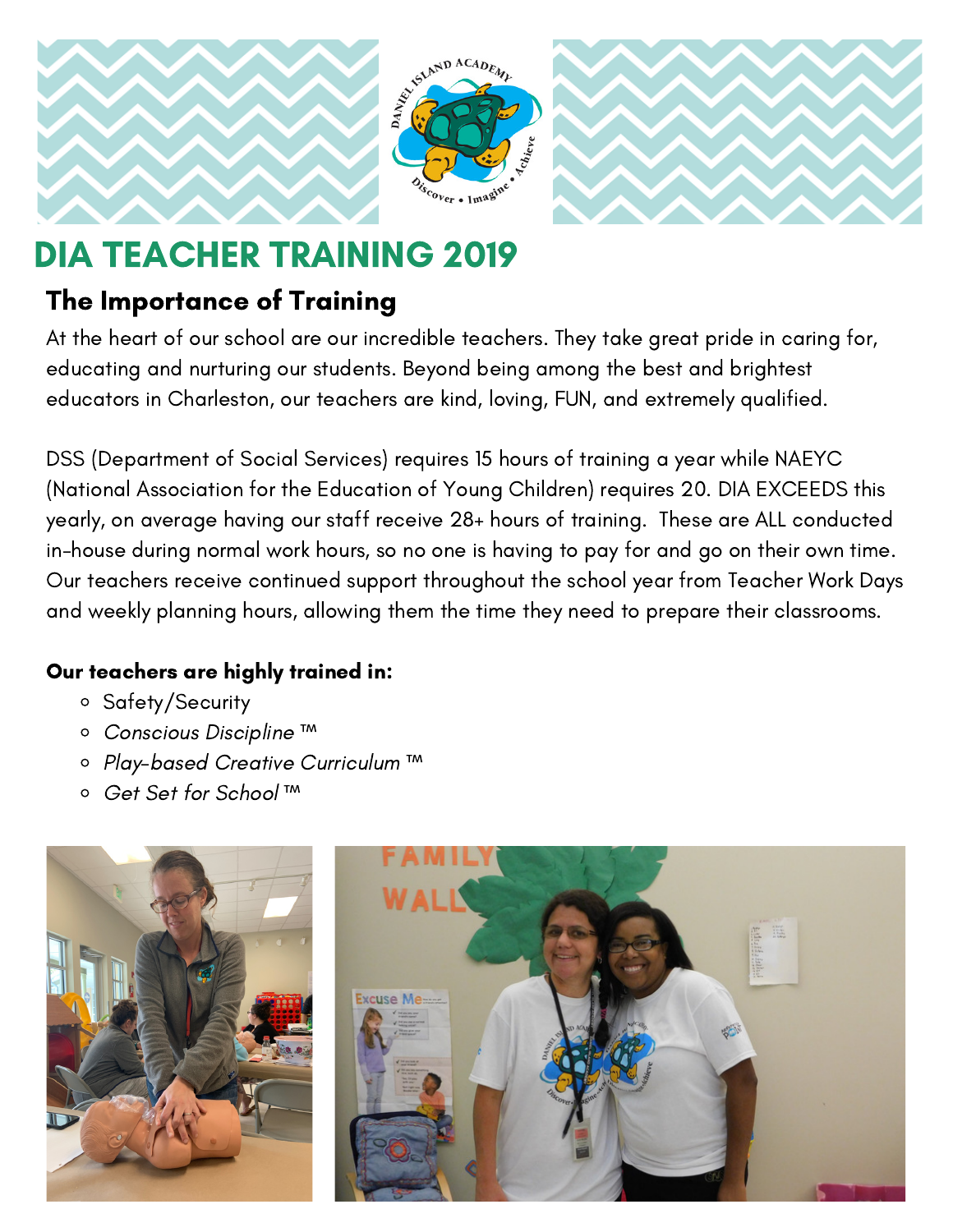# DIA TEACHER TRAINING 2019

## The Importance of Training

At the heart of our school are our incredible teachers. They take great pride in caring for, educating and nurturing our students. Beyond being among the best and brightest educators in Charleston, our teachers are kind, loving, FUN, and extremely qualified.

DSS (Department of Social Services) requires 15 hours of training a year while NAEYC (National Association for the Education of Young Children) requires 20. DIA EXCEEDS this yearly, on average having our staff receive 28+ hours of training. These are ALL conducted in-house during normal work hours, so no one is having to pay for and go on their own time. Our teachers receive continued support throughout the school year from Teacher Work Days and weekly planning hours, allowing them the time they need to prepare their classrooms.

**Our teachers are highly trained in:**

- Safety/Security
- *Conscious Discipline* ™
- *Play-based Creative Curriculum* ™
- *Get Set for School* ™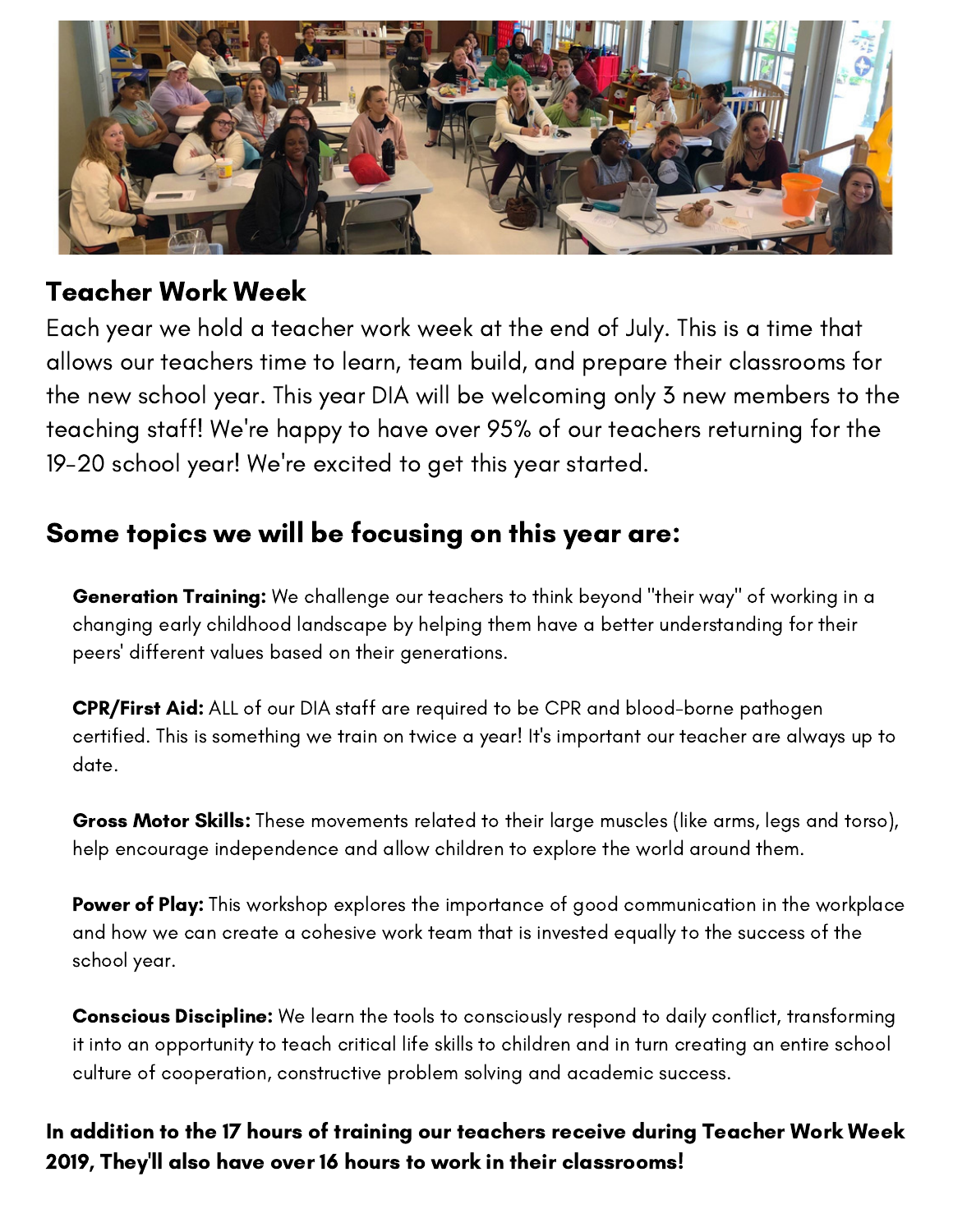## Teacher Work Week

Each year we hold a teacher work week at the end of July. This is a time that allows our teachers time to learn, team build, and prepare their classrooms for the new school year. This year DIA will be welcoming only 3 new members to the teaching staff! We're happy to have over 95% of our teachers returning for the 19-20 school year! We're excited to get this year started.

## Some topics we will be focusing on this year are:

**Generation Training:** We challenge our teachers to think beyond "their way" of working in a changing early childhood landscape by helping them have a better understanding for their peers' different values based on their generations.

**CPR/First Aid:** ALL of our DIA staff are required to be CPR and blood-borne pathogen certified. This is something we train on twice a year! It's important our teacher are always up to date.

**Gross Motor Skills:** These movements related to their large muscles (like arms, legs and torso), help encourage independence and allow children to explore the world around them.

**Power of Play:** This workshop explores the importance of good communication in the workplace and how we can create a cohesive work team that is invested equally to the success of the school year.

**Conscious Discipline:** We learn the tools to consciously respond to daily conflict, transforming it into an opportunity to teach critical life skills to children and in turn creating an entire school culture of cooperation, constructive problem solving and academic success.

**In addition to the 17 hours of training our teachers receive during Teacher Work Week 2019, They'll also have over 16 hours to work in their classrooms!**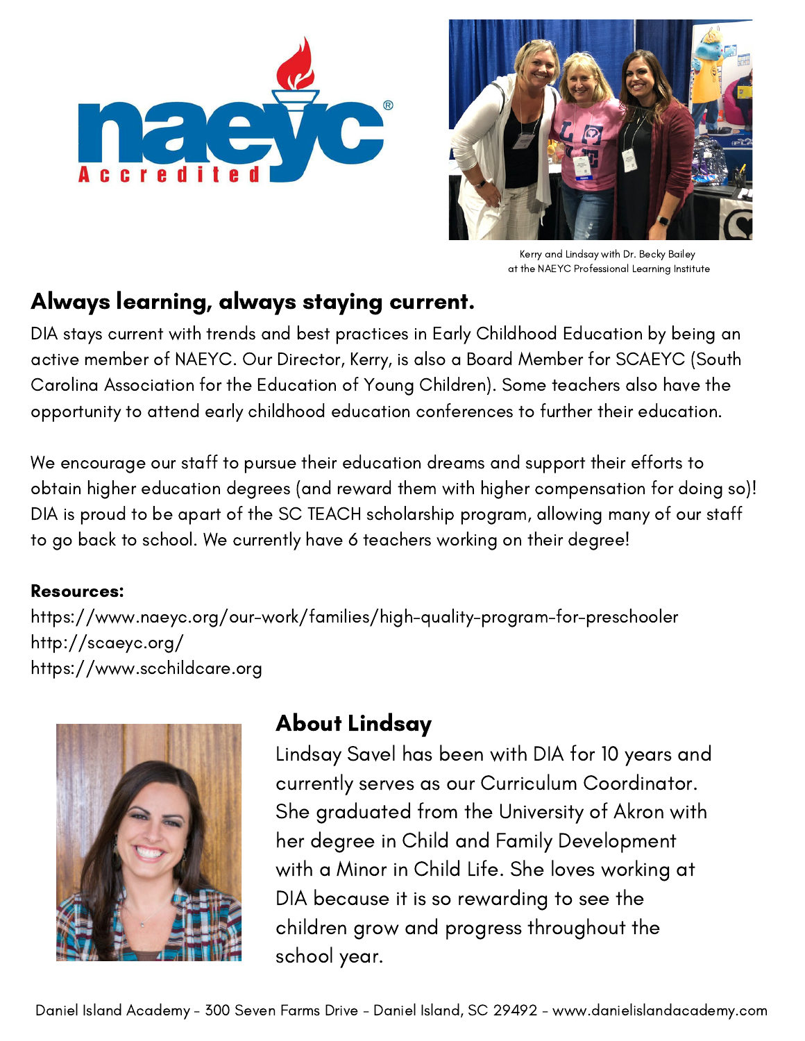Kerry and Lindsay with Dr. Becky Bailey at the NAEYC Professional Learning Institute

## Always learning, always staying current.

DIA stays current with trends and best practices in Early Childhood Education by being an active member of NAEYC. Our Director, Kerry, is also a Board Member for SCAEYC (South Carolina Association for the Education of Young Children). Some teachers also have the opportunity to attend early childhood education conferences to further their education.

We encourage our staff to pursue their education dreams and support their efforts to obtain higher education degrees (and reward them with higher compensation for doing so)! DIA is proud to be apart of the SC TEACH scholarship program, allowing many of our staff to go back to school. We currently have 6 teachers working on their degree!

**Resources:**

https://www.naeyc.org/our-work/families/high-quality-program-for-preschooler
http://scaeyc.org/
https://www.scchildcare.org

## About Lindsay

Lindsay Savel has been with DIA for 10 years and currently serves as our Curriculum Coordinator. She graduated from the University of Akron with her degree in Child and Family Development with a Minor in Child Life. She loves working at DIA because it is so rewarding to see the children grow and progress throughout the school year.

Daniel Island Academy - 300 Seven Farms Drive - Daniel Island, SC 29492 - www.danielislandacademy.com